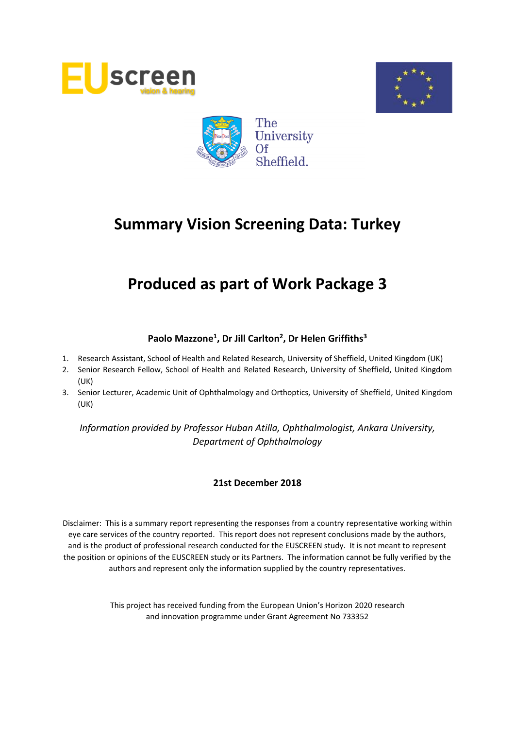# Summary Vision Screening Data: Turkey

# Produced as part of Work Package 3

**Paolo Mazzone[1], Dr Jill Carlton[2], Dr Helen Griffiths[3]**

1. Research Assistant, School of Health and Related Research, University of Sheffield, United Kingdom (UK)
2. Senior Research Fellow, School of Health and Related Research, University of Sheffield, United Kingdom (UK)
3. Senior Lecturer, Academic Unit of Ophthalmology and Orthoptics, University of Sheffield, United Kingdom (UK)

*Information provided by Professor Huban Atilla, Ophthalmologist, Ankara University, Department of Ophthalmology*

**21st December 2018**

Disclaimer: This is a summary report representing the responses from a country representative working within eye care services of the country reported. This report does not represent conclusions made by the authors, and is the product of professional research conducted for the EUSCREEN study. It is not meant to represent the position or opinions of the EUSCREEN study or its Partners. The information cannot be fully verified by the authors and represent only the information supplied by the country representatives.

This project has received funding from the European Union's Horizon 2020 research and innovation programme under Grant Agreement No 733352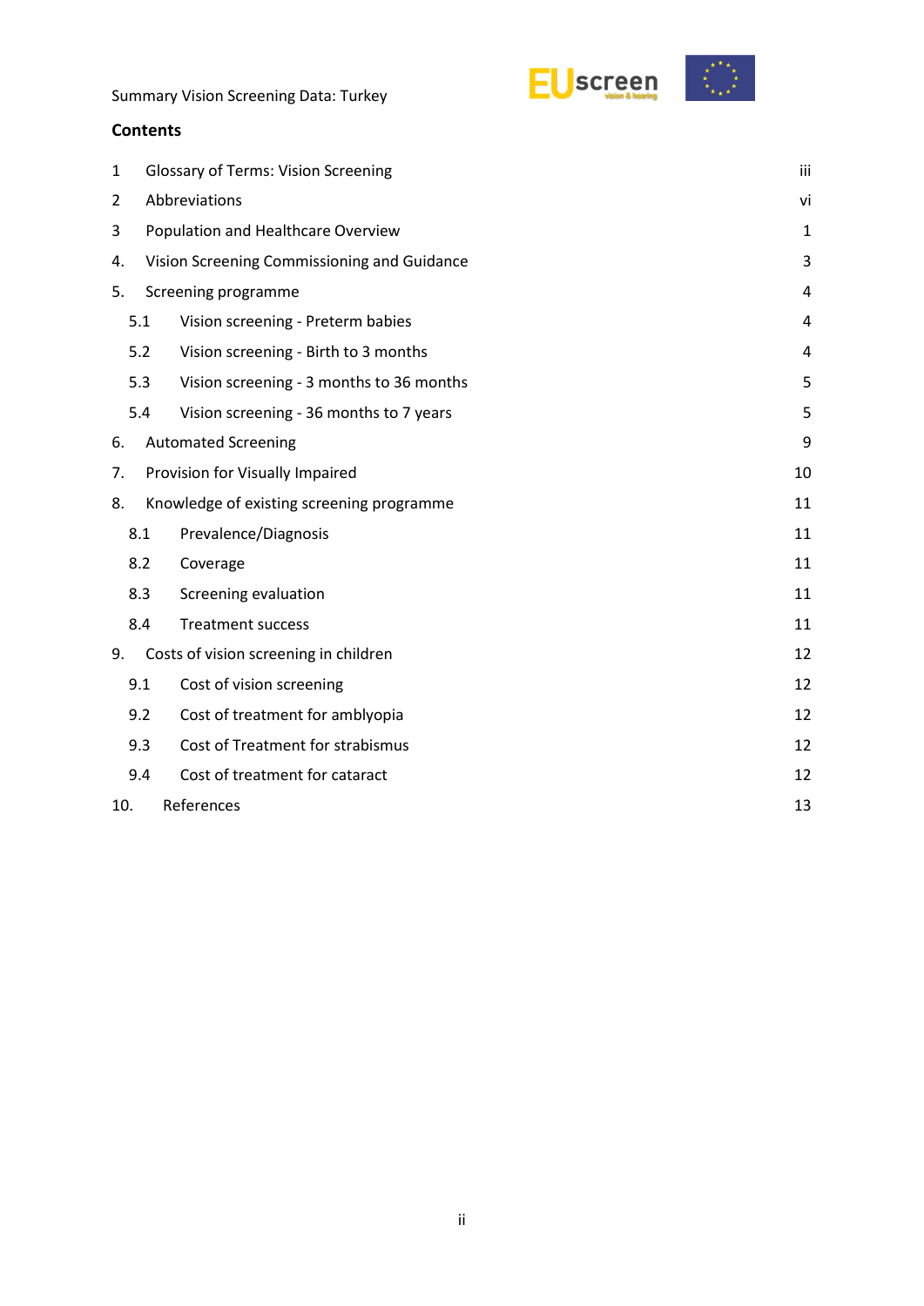## Contents

| | | |
|---|---|---|
| 1 | Glossary of Terms: Vision Screening | iii |
| 2 | Abbreviations | vi |
| 3 | Population and Healthcare Overview | 1 |
| 4. | Vision Screening Commissioning and Guidance | 3 |
| 5. | Screening programme | 4 |
| 5.1 | Vision screening - Preterm babies | 4 |
| 5.2 | Vision screening - Birth to 3 months | 4 |
| 5.3 | Vision screening - 3 months to 36 months | 5 |
| 5.4 | Vision screening - 36 months to 7 years | 5 |
| 6. | Automated Screening | 9 |
| 7. | Provision for Visually Impaired | 10 |
| 8. | Knowledge of existing screening programme | 11 |
| 8.1 | Prevalence/Diagnosis | 11 |
| 8.2 | Coverage | 11 |
| 8.3 | Screening evaluation | 11 |
| 8.4 | Treatment success | 11 |
| 9. | Costs of vision screening in children | 12 |
| 9.1 | Cost of vision screening | 12 |
| 9.2 | Cost of treatment for amblyopia | 12 |
| 9.3 | Cost of Treatment for strabismus | 12 |
| 9.4 | Cost of treatment for cataract | 12 |
| 10. | References | 13 |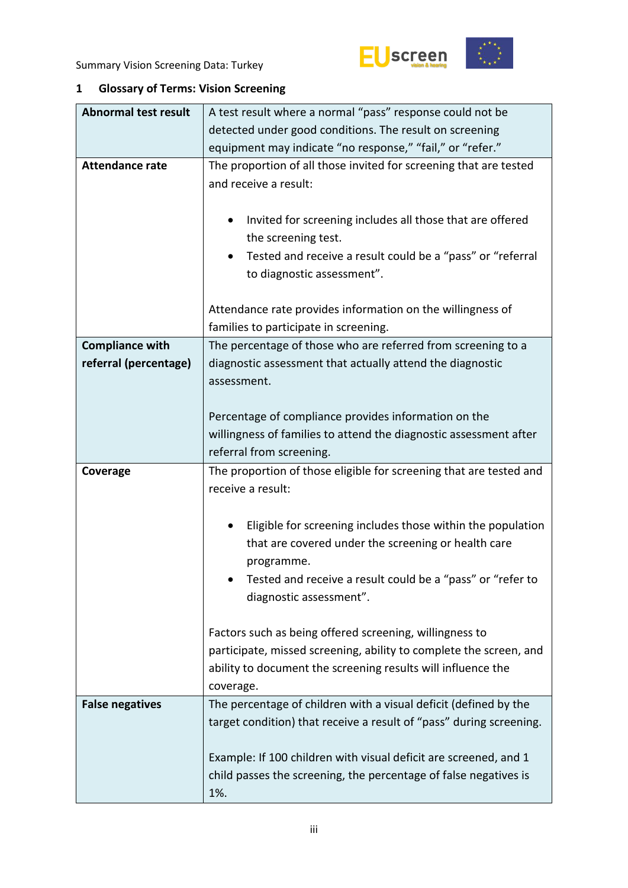## 1 Glossary of Terms: Vision Screening

| | |
|---|---|
| **Abnormal test result** | A test result where a normal "pass" response could not be detected under good conditions. The result on screening equipment may indicate "no response," "fail," or "refer." |
| **Attendance rate** | The proportion of all those invited for screening that are tested and receive a result:<br><br>• Invited for screening includes all those that are offered the screening test.<br>• Tested and receive a result could be a "pass" or "referral to diagnostic assessment".<br><br>Attendance rate provides information on the willingness of families to participate in screening. |
| **Compliance with referral (percentage)** | The percentage of those who are referred from screening to a diagnostic assessment that actually attend the diagnostic assessment.<br><br>Percentage of compliance provides information on the willingness of families to attend the diagnostic assessment after referral from screening. |
| **Coverage** | The proportion of those eligible for screening that are tested and receive a result:<br><br>• Eligible for screening includes those within the population that are covered under the screening or health care programme.<br>• Tested and receive a result could be a "pass" or "refer to diagnostic assessment".<br><br>Factors such as being offered screening, willingness to participate, missed screening, ability to complete the screen, and ability to document the screening results will influence the coverage. |
| **False negatives** | The percentage of children with a visual deficit (defined by the target condition) that receive a result of "pass" during screening.<br><br>Example: If 100 children with visual deficit are screened, and 1 child passes the screening, the percentage of false negatives is 1%. |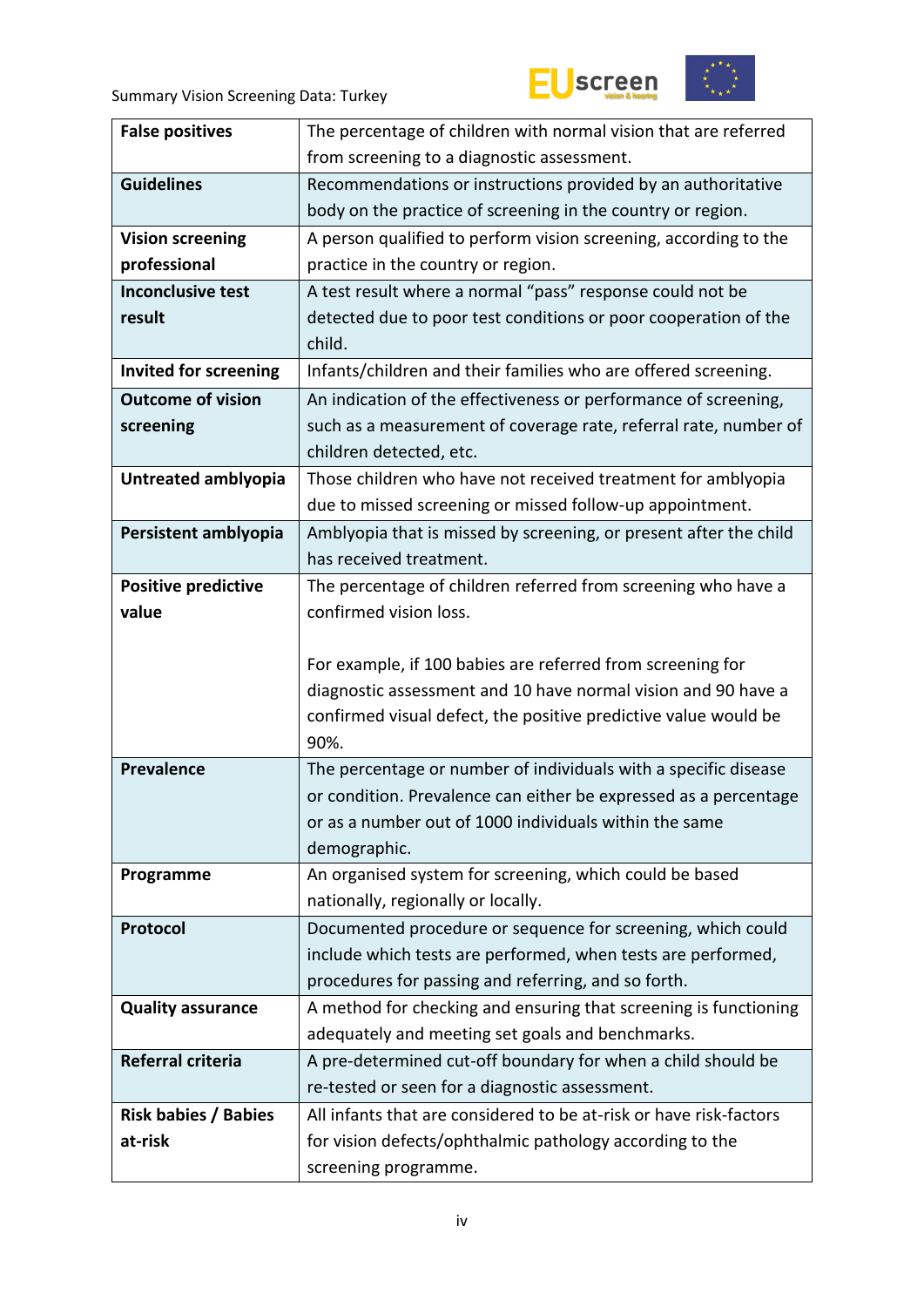| | |
|---|---|
| **False positives** | The percentage of children with normal vision that are referred from screening to a diagnostic assessment. |
| **Guidelines** | Recommendations or instructions provided by an authoritative body on the practice of screening in the country or region. |
| **Vision screening professional** | A person qualified to perform vision screening, according to the practice in the country or region. |
| **Inconclusive test result** | A test result where a normal "pass" response could not be detected due to poor test conditions or poor cooperation of the child. |
| **Invited for screening** | Infants/children and their families who are offered screening. |
| **Outcome of vision screening** | An indication of the effectiveness or performance of screening, such as a measurement of coverage rate, referral rate, number of children detected, etc. |
| **Untreated amblyopia** | Those children who have not received treatment for amblyopia due to missed screening or missed follow-up appointment. |
| **Persistent amblyopia** | Amblyopia that is missed by screening, or present after the child has received treatment. |
| **Positive predictive value** | The percentage of children referred from screening who have a confirmed vision loss.<br><br>For example, if 100 babies are referred from screening for diagnostic assessment and 10 have normal vision and 90 have a confirmed visual defect, the positive predictive value would be 90%. |
| **Prevalence** | The percentage or number of individuals with a specific disease or condition. Prevalence can either be expressed as a percentage or as a number out of 1000 individuals within the same demographic. |
| **Programme** | An organised system for screening, which could be based nationally, regionally or locally. |
| **Protocol** | Documented procedure or sequence for screening, which could include which tests are performed, when tests are performed, procedures for passing and referring, and so forth. |
| **Quality assurance** | A method for checking and ensuring that screening is functioning adequately and meeting set goals and benchmarks. |
| **Referral criteria** | A pre-determined cut-off boundary for when a child should be re-tested or seen for a diagnostic assessment. |
| **Risk babies / Babies at-risk** | All infants that are considered to be at-risk or have risk-factors for vision defects/ophthalmic pathology according to the screening programme. |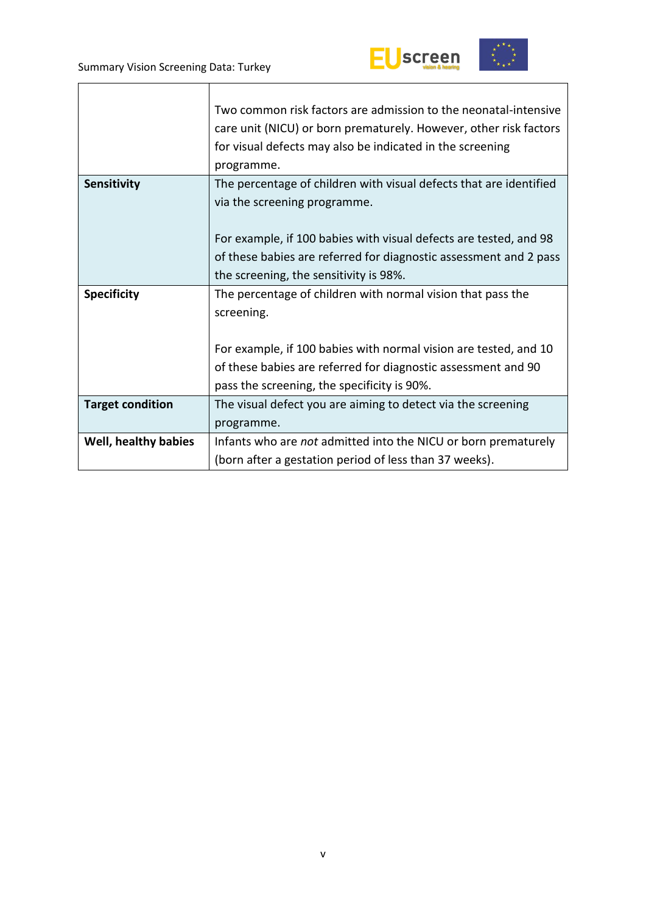| | |
|---|---|
| | Two common risk factors are admission to the neonatal-intensive care unit (NICU) or born prematurely. However, other risk factors for visual defects may also be indicated in the screening programme. |
| **Sensitivity** | The percentage of children with visual defects that are identified via the screening programme.<br><br>For example, if 100 babies with visual defects are tested, and 98 of these babies are referred for diagnostic assessment and 2 pass the screening, the sensitivity is 98%. |
| **Specificity** | The percentage of children with normal vision that pass the screening.<br><br>For example, if 100 babies with normal vision are tested, and 10 of these babies are referred for diagnostic assessment and 90 pass the screening, the specificity is 90%. |
| **Target condition** | The visual defect you are aiming to detect via the screening programme. |
| **Well, healthy babies** | Infants who are *not* admitted into the NICU or born prematurely (born after a gestation period of less than 37 weeks). |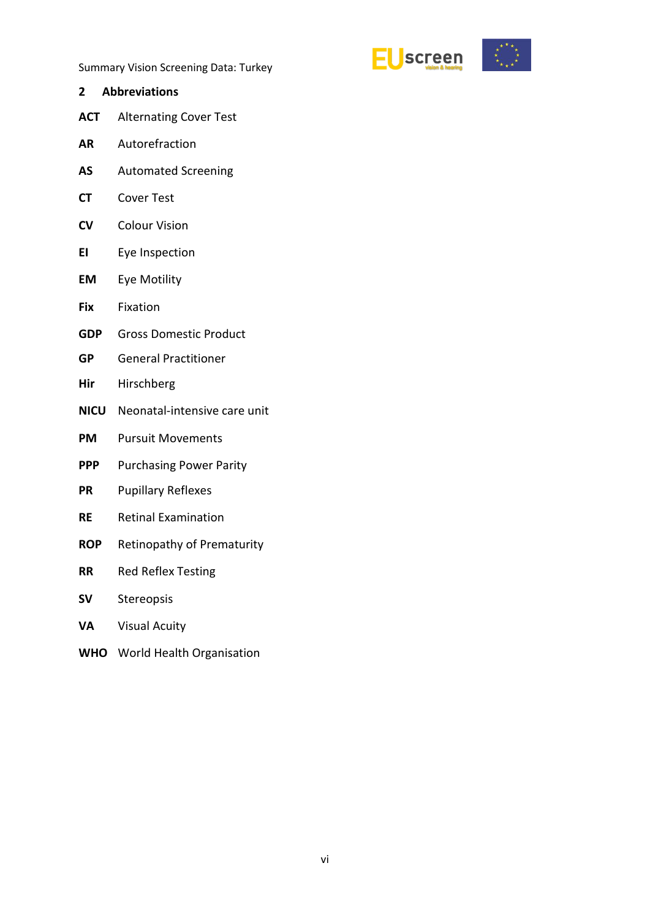## 2 Abbreviations

**ACT** Alternating Cover Test

**AR** Autorefraction

**AS** Automated Screening

**CT** Cover Test

**CV** Colour Vision

**EI** Eye Inspection

**EM** Eye Motility

**Fix** Fixation

**GDP** Gross Domestic Product

**GP** General Practitioner

**Hir** Hirschberg

**NICU** Neonatal-intensive care unit

**PM** Pursuit Movements

**PPP** Purchasing Power Parity

**PR** Pupillary Reflexes

**RE** Retinal Examination

**ROP** Retinopathy of Prematurity

**RR** Red Reflex Testing

**SV** Stereopsis

**VA** Visual Acuity

**WHO** World Health Organisation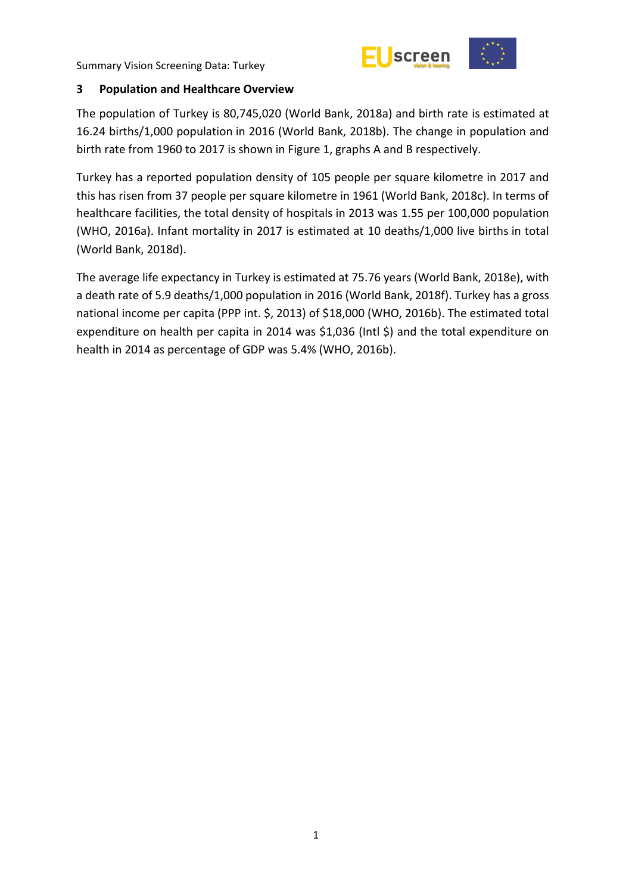## 3 Population and Healthcare Overview

The population of Turkey is 80,745,020 (World Bank, 2018a) and birth rate is estimated at 16.24 births/1,000 population in 2016 (World Bank, 2018b). The change in population and birth rate from 1960 to 2017 is shown in Figure 1, graphs A and B respectively.

Turkey has a reported population density of 105 people per square kilometre in 2017 and this has risen from 37 people per square kilometre in 1961 (World Bank, 2018c). In terms of healthcare facilities, the total density of hospitals in 2013 was 1.55 per 100,000 population (WHO, 2016a). Infant mortality in 2017 is estimated at 10 deaths/1,000 live births in total (World Bank, 2018d).

The average life expectancy in Turkey is estimated at 75.76 years (World Bank, 2018e), with a death rate of 5.9 deaths/1,000 population in 2016 (World Bank, 2018f). Turkey has a gross national income per capita (PPP int. $, 2013) of $18,000 (WHO, 2016b). The estimated total expenditure on health per capita in 2014 was $1,036 (Intl $) and the total expenditure on health in 2014 as percentage of GDP was 5.4% (WHO, 2016b).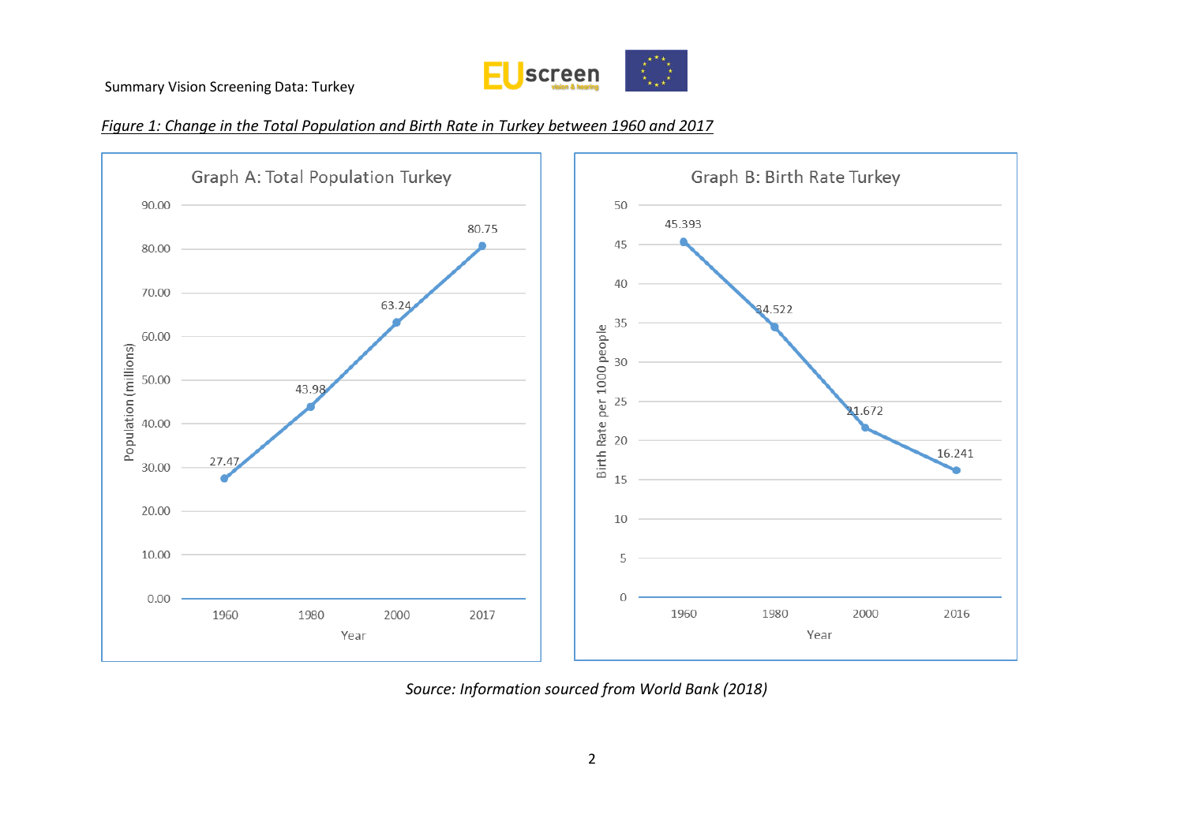*Figure 1: Change in the Total Population and Birth Rate in Turkey between 1960 and 2017*

**Graph A: Total Population Turkey**

| Year | Population (millions) |
|---|---|
| 1960 | 27.47 |
| 1980 | 43.98 |
| 2000 | 63.24 |
| 2017 | 80.75 |

**Graph B: Birth Rate Turkey**

| Year | Birth Rate per 1000 people |
|---|---|
| 1960 | 45.393 |
| 1980 | 34.522 |
| 2000 | 21.672 |
| 2016 | 16.241 |

*Source: Information sourced from World Bank (2018)*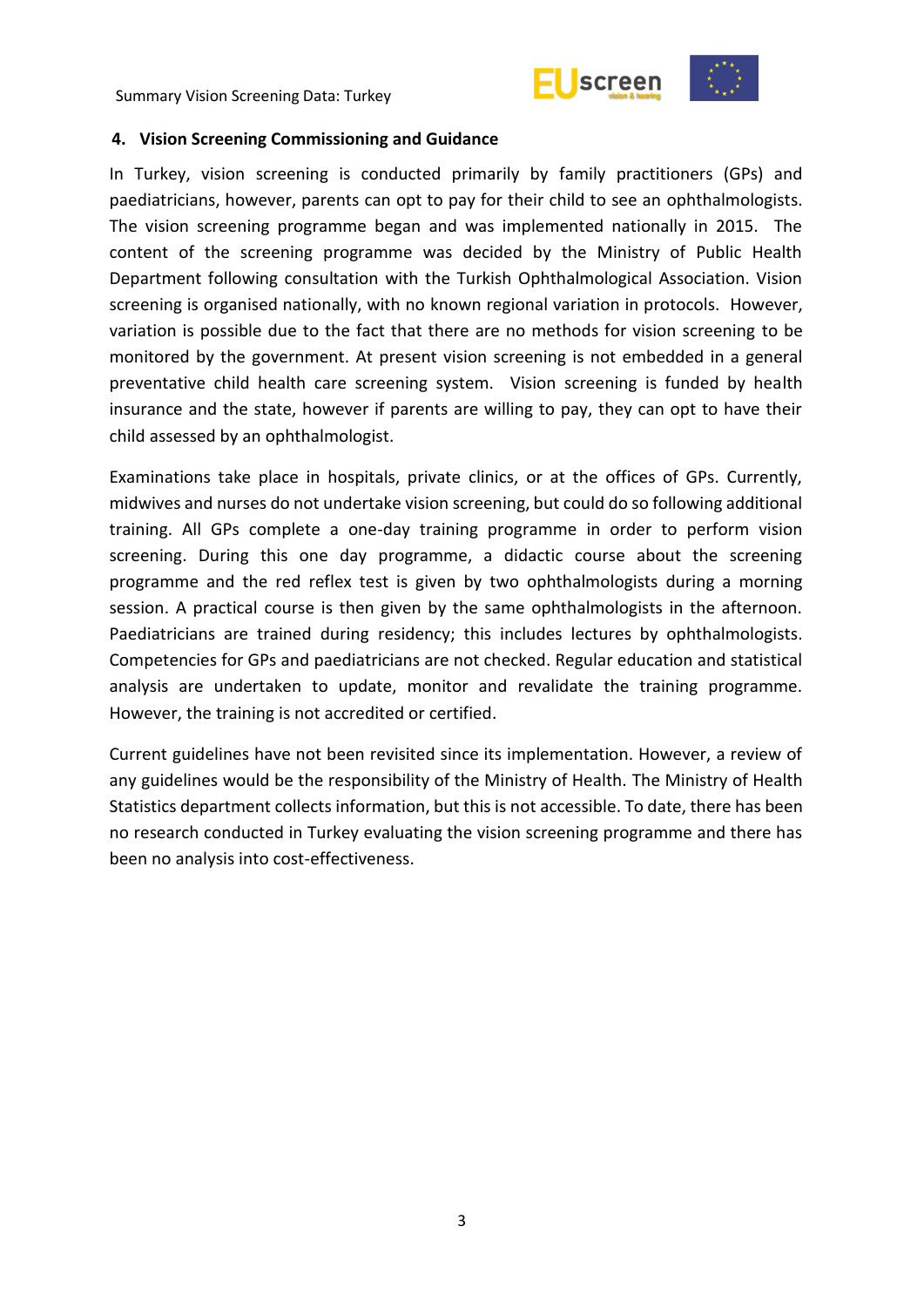## 4. Vision Screening Commissioning and Guidance

In Turkey, vision screening is conducted primarily by family practitioners (GPs) and paediatricians, however, parents can opt to pay for their child to see an ophthalmologists. The vision screening programme began and was implemented nationally in 2015. The content of the screening programme was decided by the Ministry of Public Health Department following consultation with the Turkish Ophthalmological Association. Vision screening is organised nationally, with no known regional variation in protocols. However, variation is possible due to the fact that there are no methods for vision screening to be monitored by the government. At present vision screening is not embedded in a general preventative child health care screening system. Vision screening is funded by health insurance and the state, however if parents are willing to pay, they can opt to have their child assessed by an ophthalmologist.

Examinations take place in hospitals, private clinics, or at the offices of GPs. Currently, midwives and nurses do not undertake vision screening, but could do so following additional training. All GPs complete a one-day training programme in order to perform vision screening. During this one day programme, a didactic course about the screening programme and the red reflex test is given by two ophthalmologists during a morning session. A practical course is then given by the same ophthalmologists in the afternoon. Paediatricians are trained during residency; this includes lectures by ophthalmologists. Competencies for GPs and paediatricians are not checked. Regular education and statistical analysis are undertaken to update, monitor and revalidate the training programme. However, the training is not accredited or certified.

Current guidelines have not been revisited since its implementation. However, a review of any guidelines would be the responsibility of the Ministry of Health. The Ministry of Health Statistics department collects information, but this is not accessible. To date, there has been no research conducted in Turkey evaluating the vision screening programme and there has been no analysis into cost-effectiveness.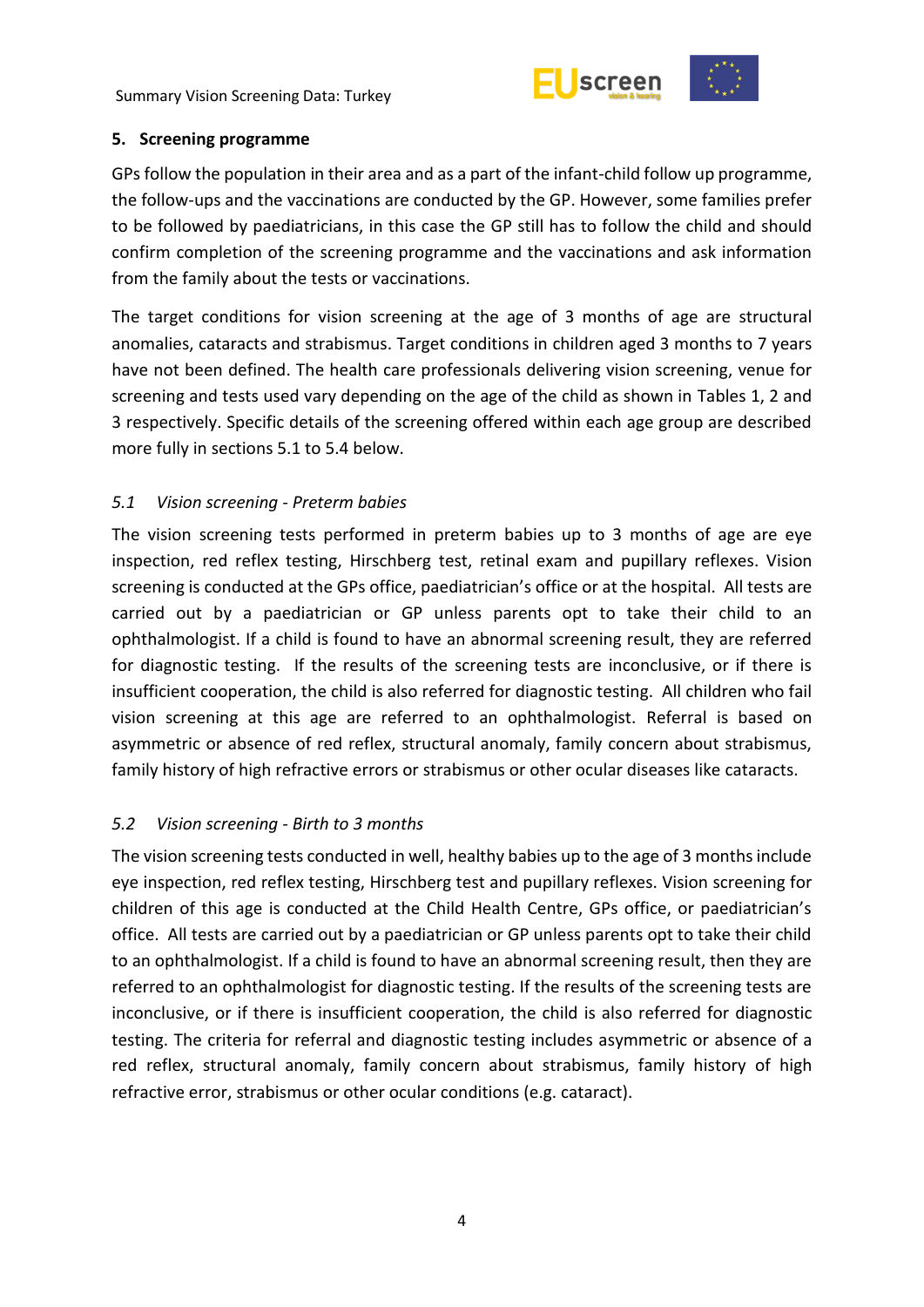## 5. Screening programme

GPs follow the population in their area and as a part of the infant-child follow up programme, the follow-ups and the vaccinations are conducted by the GP. However, some families prefer to be followed by paediatricians, in this case the GP still has to follow the child and should confirm completion of the screening programme and the vaccinations and ask information from the family about the tests or vaccinations.

The target conditions for vision screening at the age of 3 months of age are structural anomalies, cataracts and strabismus. Target conditions in children aged 3 months to 7 years have not been defined. The health care professionals delivering vision screening, venue for screening and tests used vary depending on the age of the child as shown in Tables 1, 2 and 3 respectively. Specific details of the screening offered within each age group are described more fully in sections 5.1 to 5.4 below.

### *5.1 Vision screening - Preterm babies*

The vision screening tests performed in preterm babies up to 3 months of age are eye inspection, red reflex testing, Hirschberg test, retinal exam and pupillary reflexes. Vision screening is conducted at the GPs office, paediatrician's office or at the hospital. All tests are carried out by a paediatrician or GP unless parents opt to take their child to an ophthalmologist. If a child is found to have an abnormal screening result, they are referred for diagnostic testing. If the results of the screening tests are inconclusive, or if there is insufficient cooperation, the child is also referred for diagnostic testing. All children who fail vision screening at this age are referred to an ophthalmologist. Referral is based on asymmetric or absence of red reflex, structural anomaly, family concern about strabismus, family history of high refractive errors or strabismus or other ocular diseases like cataracts.

### *5.2 Vision screening - Birth to 3 months*

The vision screening tests conducted in well, healthy babies up to the age of 3 months include eye inspection, red reflex testing, Hirschberg test and pupillary reflexes. Vision screening for children of this age is conducted at the Child Health Centre, GPs office, or paediatrician's office. All tests are carried out by a paediatrician or GP unless parents opt to take their child to an ophthalmologist. If a child is found to have an abnormal screening result, then they are referred to an ophthalmologist for diagnostic testing. If the results of the screening tests are inconclusive, or if there is insufficient cooperation, the child is also referred for diagnostic testing. The criteria for referral and diagnostic testing includes asymmetric or absence of a red reflex, structural anomaly, family concern about strabismus, family history of high refractive error, strabismus or other ocular conditions (e.g. cataract).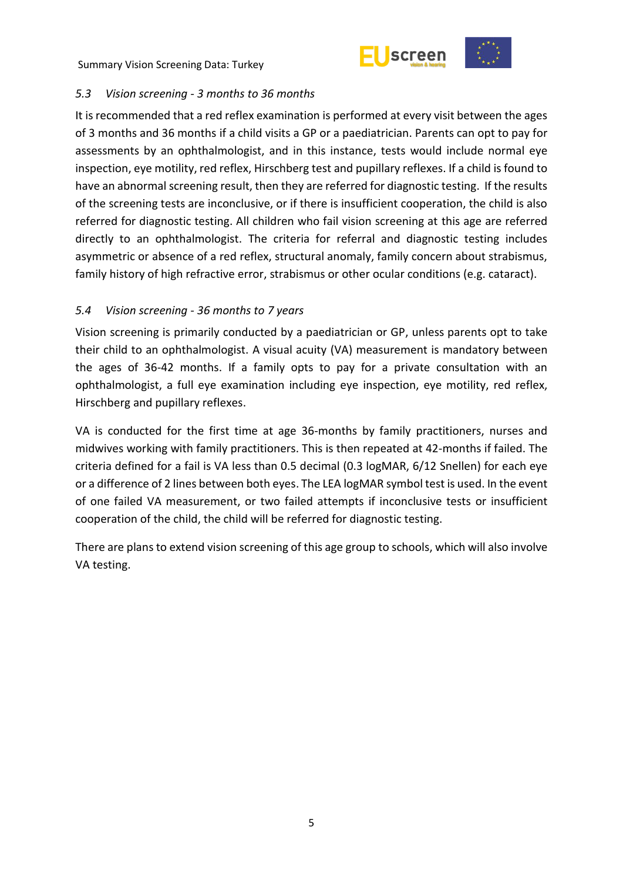### *5.3 Vision screening - 3 months to 36 months*

It is recommended that a red reflex examination is performed at every visit between the ages of 3 months and 36 months if a child visits a GP or a paediatrician. Parents can opt to pay for assessments by an ophthalmologist, and in this instance, tests would include normal eye inspection, eye motility, red reflex, Hirschberg test and pupillary reflexes. If a child is found to have an abnormal screening result, then they are referred for diagnostic testing. If the results of the screening tests are inconclusive, or if there is insufficient cooperation, the child is also referred for diagnostic testing. All children who fail vision screening at this age are referred directly to an ophthalmologist. The criteria for referral and diagnostic testing includes asymmetric or absence of a red reflex, structural anomaly, family concern about strabismus, family history of high refractive error, strabismus or other ocular conditions (e.g. cataract).

### *5.4 Vision screening - 36 months to 7 years*

Vision screening is primarily conducted by a paediatrician or GP, unless parents opt to take their child to an ophthalmologist. A visual acuity (VA) measurement is mandatory between the ages of 36-42 months. If a family opts to pay for a private consultation with an ophthalmologist, a full eye examination including eye inspection, eye motility, red reflex, Hirschberg and pupillary reflexes.

VA is conducted for the first time at age 36-months by family practitioners, nurses and midwives working with family practitioners. This is then repeated at 42-months if failed. The criteria defined for a fail is VA less than 0.5 decimal (0.3 logMAR, 6/12 Snellen) for each eye or a difference of 2 lines between both eyes. The LEA logMAR symbol test is used. In the event of one failed VA measurement, or two failed attempts if inconclusive tests or insufficient cooperation of the child, the child will be referred for diagnostic testing.

There are plans to extend vision screening of this age group to schools, which will also involve VA testing.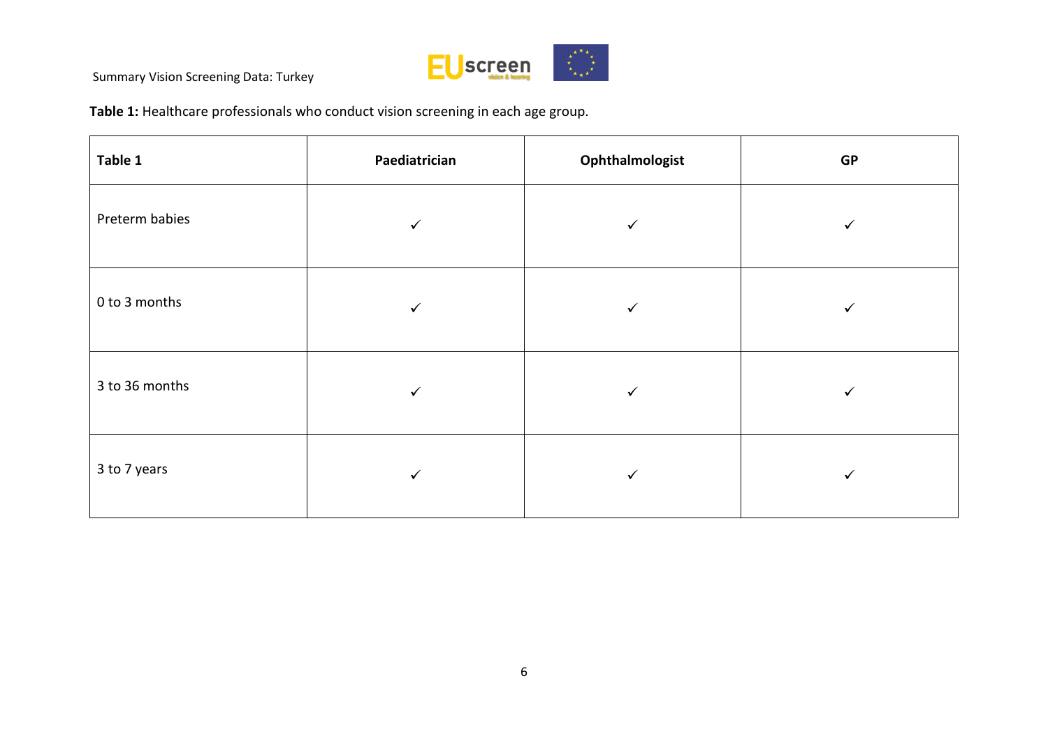**Table 1:** Healthcare professionals who conduct vision screening in each age group.

| Table 1 | Paediatrician | Ophthalmologist | GP |
|---|---|---|---|
| Preterm babies | ✓ | ✓ | ✓ |
| 0 to 3 months | ✓ | ✓ | ✓ |
| 3 to 36 months | ✓ | ✓ | ✓ |
| 3 to 7 years | ✓ | ✓ | ✓ |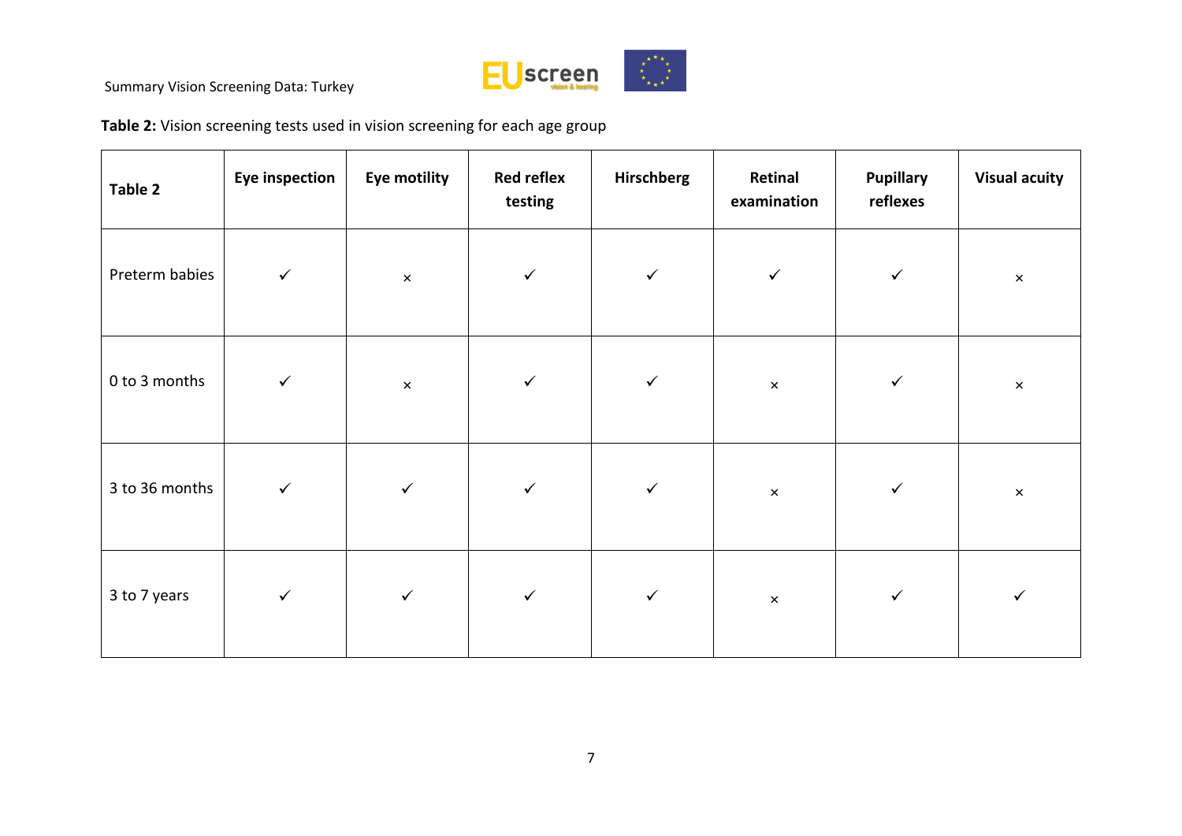**Table 2:** Vision screening tests used in vision screening for each age group

| Table 2 | Eye inspection | Eye motility | Red reflex testing | Hirschberg | Retinal examination | Pupillary reflexes | Visual acuity |
|---|---|---|---|---|---|---|---|
| Preterm babies | ✓ | × | ✓ | ✓ | ✓ | ✓ | × |
| 0 to 3 months | ✓ | × | ✓ | ✓ | × | ✓ | × |
| 3 to 36 months | ✓ | ✓ | ✓ | ✓ | × | ✓ | × |
| 3 to 7 years | ✓ | ✓ | ✓ | ✓ | × | ✓ | ✓ |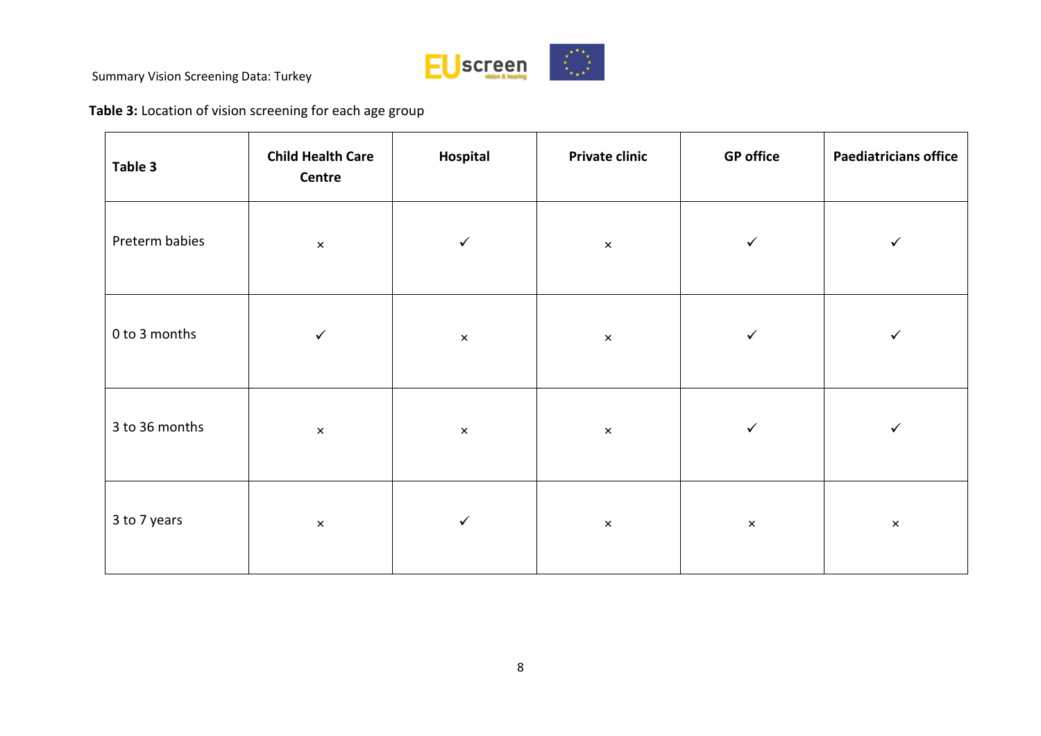**Table 3:** Location of vision screening for each age group

| Table 3 | Child Health Care Centre | Hospital | Private clinic | GP office | Paediatricians office |
|---|---|---|---|---|---|
| Preterm babies | × | ✓ | × | ✓ | ✓ |
| 0 to 3 months | ✓ | × | × | ✓ | ✓ |
| 3 to 36 months | × | × | × | ✓ | ✓ |
| 3 to 7 years | × | ✓ | × | × | × |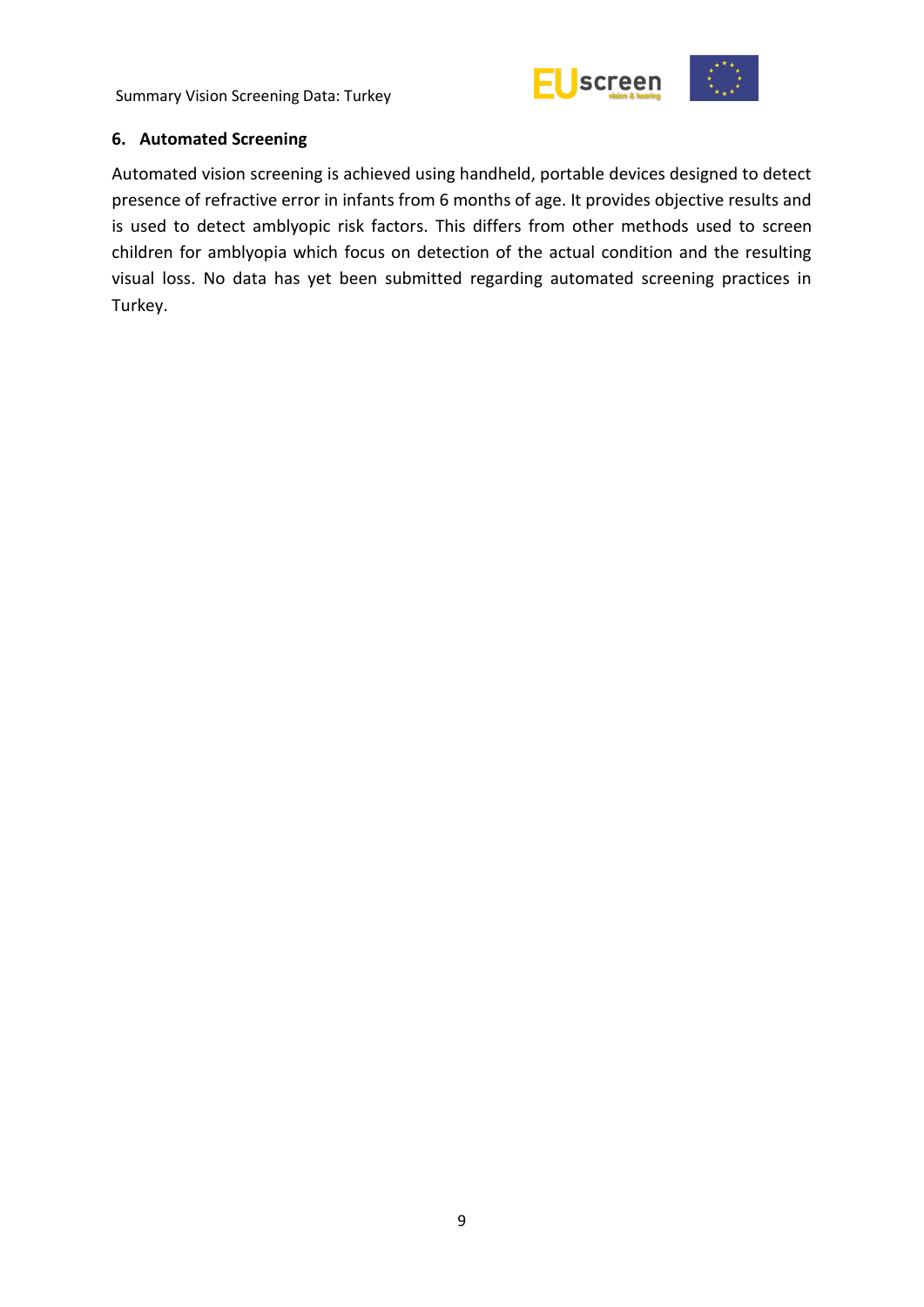## 6. Automated Screening

Automated vision screening is achieved using handheld, portable devices designed to detect presence of refractive error in infants from 6 months of age. It provides objective results and is used to detect amblyopic risk factors. This differs from other methods used to screen children for amblyopia which focus on detection of the actual condition and the resulting visual loss. No data has yet been submitted regarding automated screening practices in Turkey.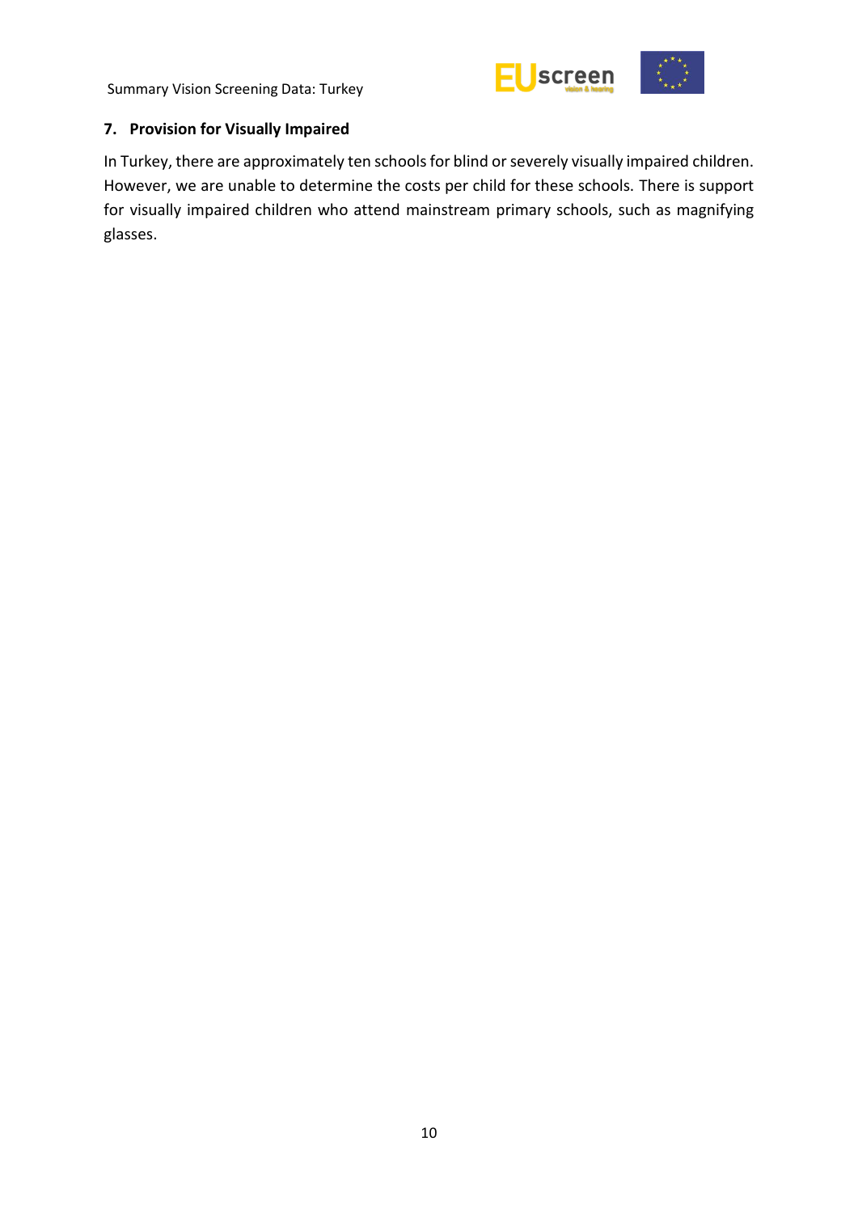## 7. Provision for Visually Impaired

In Turkey, there are approximately ten schools for blind or severely visually impaired children. However, we are unable to determine the costs per child for these schools. There is support for visually impaired children who attend mainstream primary schools, such as magnifying glasses.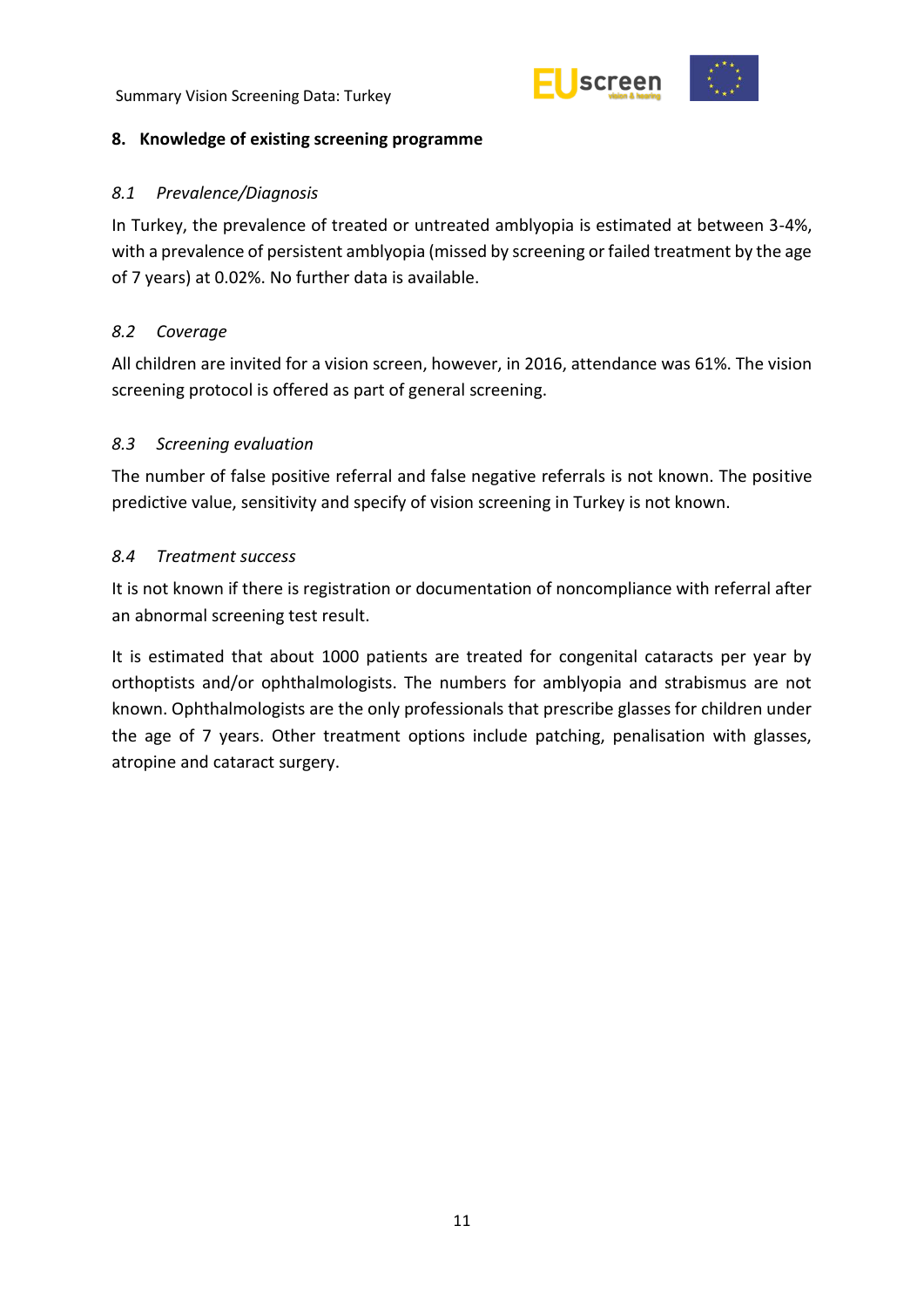## 8. Knowledge of existing screening programme

### *8.1 Prevalence/Diagnosis*

In Turkey, the prevalence of treated or untreated amblyopia is estimated at between 3-4%, with a prevalence of persistent amblyopia (missed by screening or failed treatment by the age of 7 years) at 0.02%. No further data is available.

### *8.2 Coverage*

All children are invited for a vision screen, however, in 2016, attendance was 61%. The vision screening protocol is offered as part of general screening.

### *8.3 Screening evaluation*

The number of false positive referral and false negative referrals is not known. The positive predictive value, sensitivity and specify of vision screening in Turkey is not known.

### *8.4 Treatment success*

It is not known if there is registration or documentation of noncompliance with referral after an abnormal screening test result.

It is estimated that about 1000 patients are treated for congenital cataracts per year by orthoptists and/or ophthalmologists. The numbers for amblyopia and strabismus are not known. Ophthalmologists are the only professionals that prescribe glasses for children under the age of 7 years. Other treatment options include patching, penalisation with glasses, atropine and cataract surgery.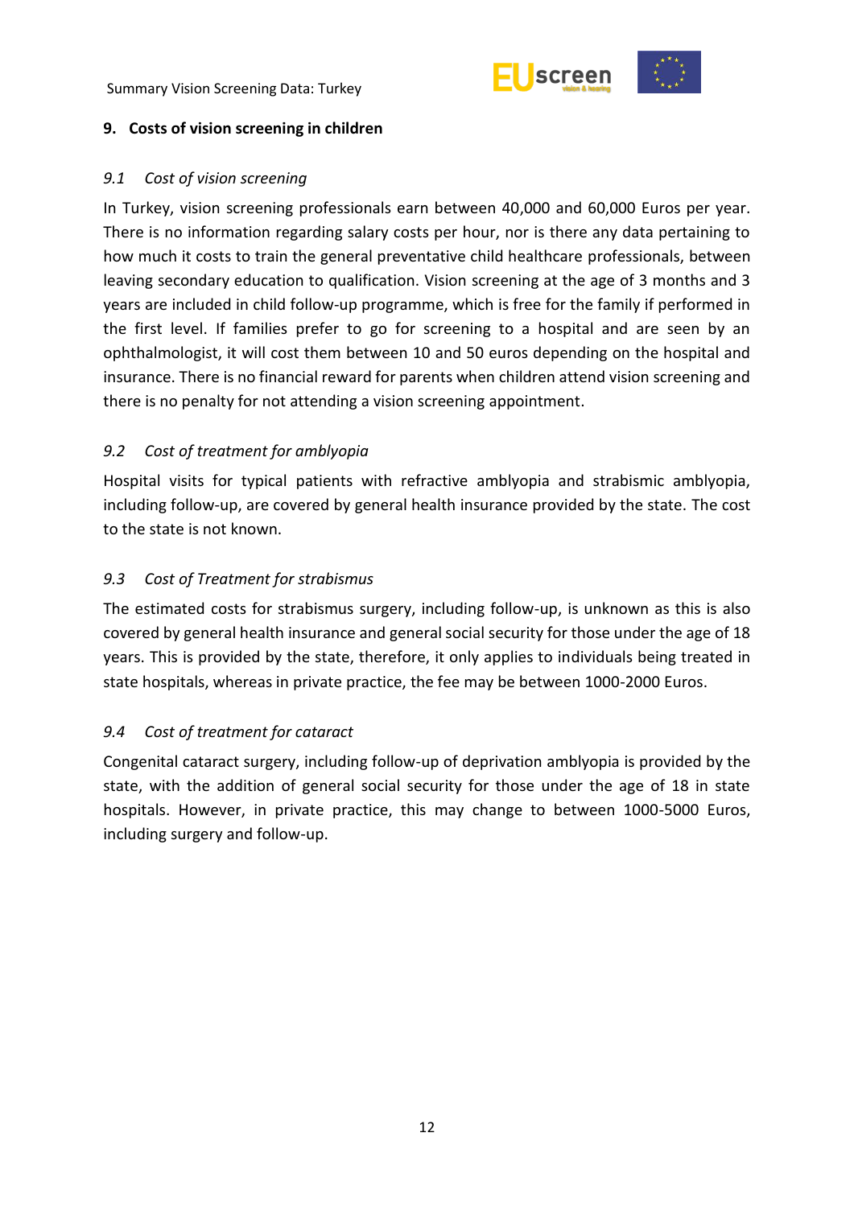## 9. Costs of vision screening in children

### *9.1 Cost of vision screening*

In Turkey, vision screening professionals earn between 40,000 and 60,000 Euros per year. There is no information regarding salary costs per hour, nor is there any data pertaining to how much it costs to train the general preventative child healthcare professionals, between leaving secondary education to qualification. Vision screening at the age of 3 months and 3 years are included in child follow-up programme, which is free for the family if performed in the first level. If families prefer to go for screening to a hospital and are seen by an ophthalmologist, it will cost them between 10 and 50 euros depending on the hospital and insurance. There is no financial reward for parents when children attend vision screening and there is no penalty for not attending a vision screening appointment.

### *9.2 Cost of treatment for amblyopia*

Hospital visits for typical patients with refractive amblyopia and strabismic amblyopia, including follow-up, are covered by general health insurance provided by the state. The cost to the state is not known.

### *9.3 Cost of Treatment for strabismus*

The estimated costs for strabismus surgery, including follow-up, is unknown as this is also covered by general health insurance and general social security for those under the age of 18 years. This is provided by the state, therefore, it only applies to individuals being treated in state hospitals, whereas in private practice, the fee may be between 1000-2000 Euros.

### *9.4 Cost of treatment for cataract*

Congenital cataract surgery, including follow-up of deprivation amblyopia is provided by the state, with the addition of general social security for those under the age of 18 in state hospitals. However, in private practice, this may change to between 1000-5000 Euros, including surgery and follow-up.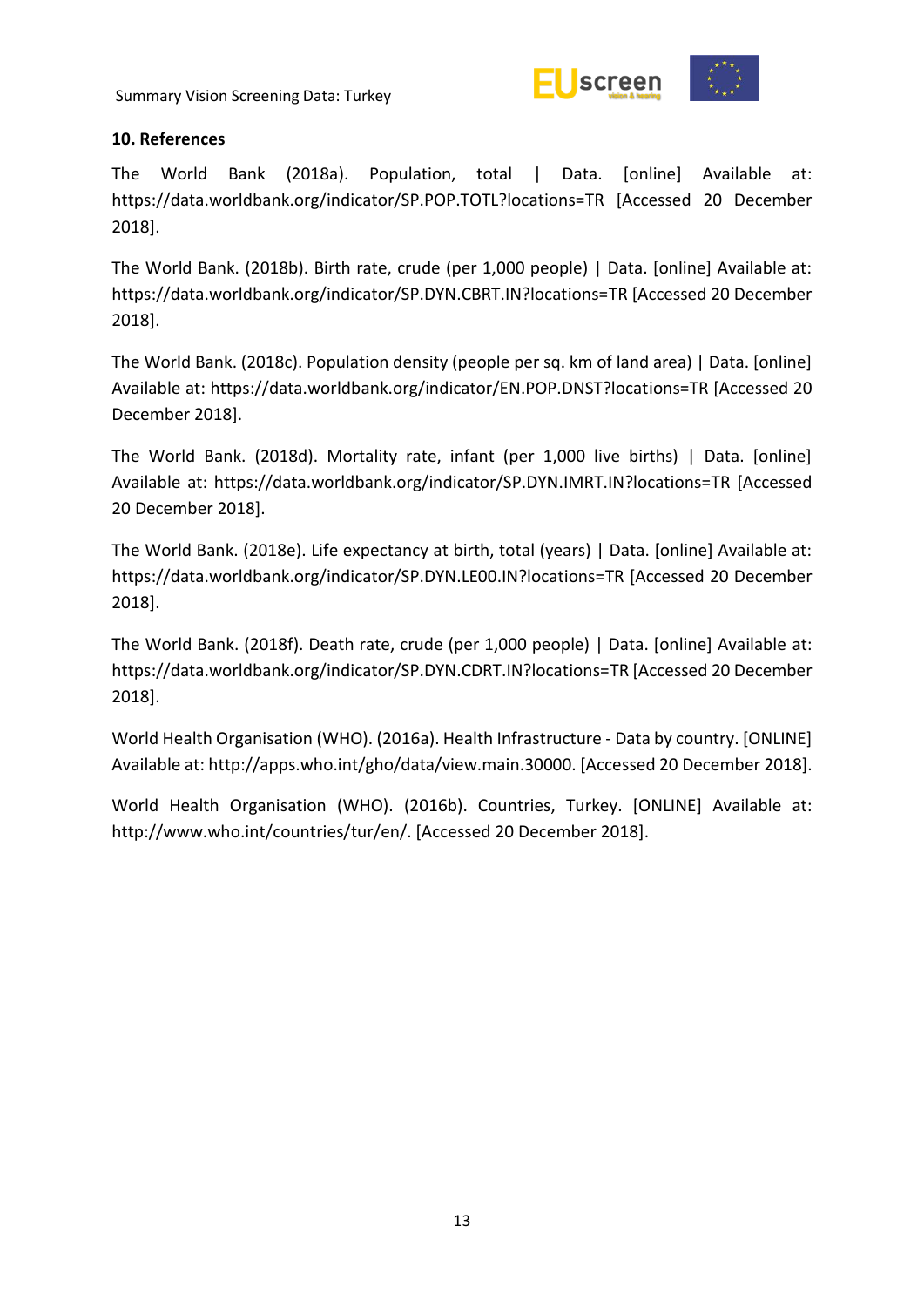**10. References**

The World Bank (2018a). Population, total | Data. [online] Available at: https://data.worldbank.org/indicator/SP.POP.TOTL?locations=TR [Accessed 20 December 2018].

The World Bank. (2018b). Birth rate, crude (per 1,000 people) | Data. [online] Available at: https://data.worldbank.org/indicator/SP.DYN.CBRT.IN?locations=TR [Accessed 20 December 2018].

The World Bank. (2018c). Population density (people per sq. km of land area) | Data. [online] Available at: https://data.worldbank.org/indicator/EN.POP.DNST?locations=TR [Accessed 20 December 2018].

The World Bank. (2018d). Mortality rate, infant (per 1,000 live births) | Data. [online] Available at: https://data.worldbank.org/indicator/SP.DYN.IMRT.IN?locations=TR [Accessed 20 December 2018].

The World Bank. (2018e). Life expectancy at birth, total (years) | Data. [online] Available at: https://data.worldbank.org/indicator/SP.DYN.LE00.IN?locations=TR [Accessed 20 December 2018].

The World Bank. (2018f). Death rate, crude (per 1,000 people) | Data. [online] Available at: https://data.worldbank.org/indicator/SP.DYN.CDRT.IN?locations=TR [Accessed 20 December 2018].

World Health Organisation (WHO). (2016a). Health Infrastructure - Data by country. [ONLINE] Available at: http://apps.who.int/gho/data/view.main.30000. [Accessed 20 December 2018].

World Health Organisation (WHO). (2016b). Countries, Turkey. [ONLINE] Available at: http://www.who.int/countries/tur/en/. [Accessed 20 December 2018].